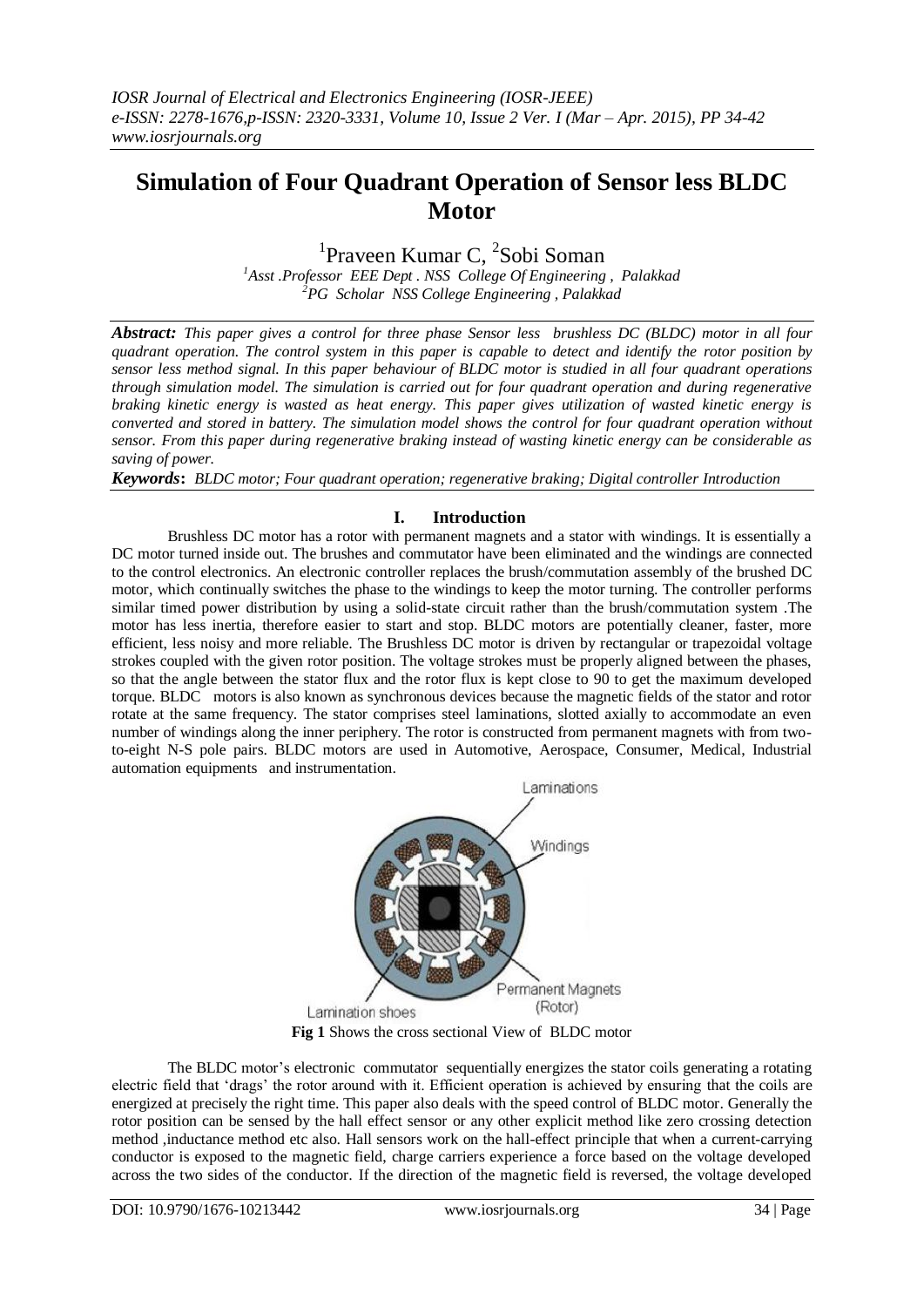# Simulation of Four Quadrant Operation of Sensor less BLDC Motor

[1]Praveen Kumar C, [2]Sobi Soman

[1]*Asst .Professor EEE Dept . NSS College Of Engineering , Palakkad*
[2]*PG Scholar NSS College Engineering , Palakkad*

***Abstract:*** *This paper gives a control for three phase Sensor less brushless DC (BLDC) motor in all four quadrant operation. The control system in this paper is capable to detect and identify the rotor position by sensor less method signal. In this paper behaviour of BLDC motor is studied in all four quadrant operations through simulation model. The simulation is carried out for four quadrant operation and during regenerative braking kinetic energy is wasted as heat energy. This paper gives utilization of wasted kinetic energy is converted and stored in battery. The simulation model shows the control for four quadrant operation without sensor. From this paper during regenerative braking instead of wasting kinetic energy can be considerable as saving of power.*

***Keywords*****:** *BLDC motor; Four quadrant operation; regenerative braking; Digital controller Introduction*

## I. Introduction

Brushless DC motor has a rotor with permanent magnets and a stator with windings. It is essentially a DC motor turned inside out. The brushes and commutator have been eliminated and the windings are connected to the control electronics. An electronic controller replaces the brush/commutation assembly of the brushed DC motor, which continually switches the phase to the windings to keep the motor turning. The controller performs similar timed power distribution by using a solid-state circuit rather than the brush/commutation system .The motor has less inertia, therefore easier to start and stop. BLDC motors are potentially cleaner, faster, more efficient, less noisy and more reliable. The Brushless DC motor is driven by rectangular or trapezoidal voltage strokes coupled with the given rotor position. The voltage strokes must be properly aligned between the phases, so that the angle between the stator flux and the rotor flux is kept close to 90 to get the maximum developed torque. BLDC motors is also known as synchronous devices because the magnetic fields of the stator and rotor rotate at the same frequency. The stator comprises steel laminations, slotted axially to accommodate an even number of windings along the inner periphery. The rotor is constructed from permanent magnets with from two-to-eight N-S pole pairs. BLDC motors are used in Automotive, Aerospace, Consumer, Medical, Industrial automation equipments and instrumentation.

**Fig 1** Shows the cross sectional View of BLDC motor

The BLDC motor's electronic commutator sequentially energizes the stator coils generating a rotating electric field that 'drags' the rotor around with it. Efficient operation is achieved by ensuring that the coils are energized at precisely the right time. This paper also deals with the speed control of BLDC motor. Generally the rotor position can be sensed by the hall effect sensor or any other explicit method like zero crossing detection method ,inductance method etc also. Hall sensors work on the hall-effect principle that when a current-carrying conductor is exposed to the magnetic field, charge carriers experience a force based on the voltage developed across the two sides of the conductor. If the direction of the magnetic field is reversed, the voltage developed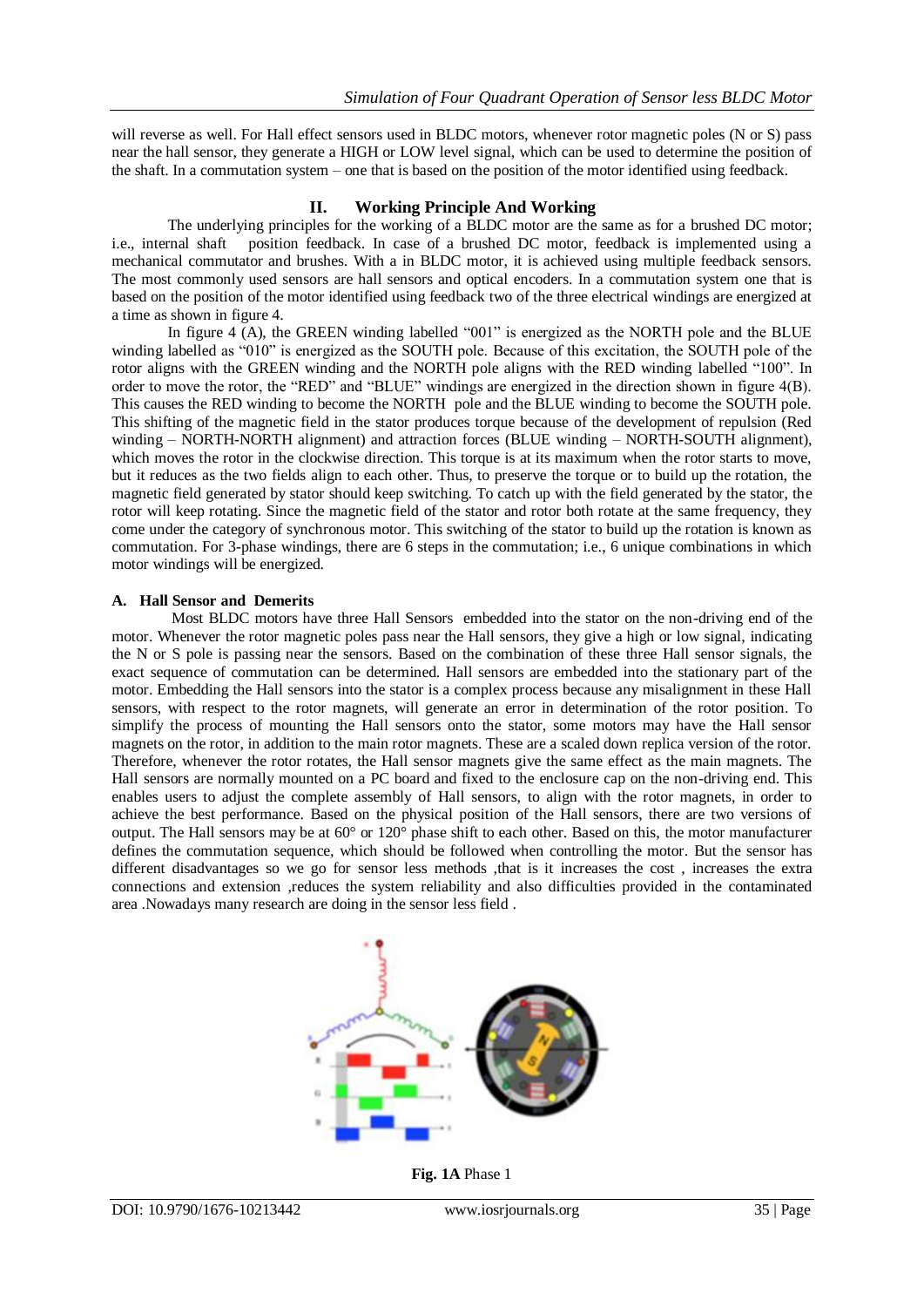will reverse as well. For Hall effect sensors used in BLDC motors, whenever rotor magnetic poles (N or S) pass near the hall sensor, they generate a HIGH or LOW level signal, which can be used to determine the position of the shaft. In a commutation system – one that is based on the position of the motor identified using feedback.

## II. Working Principle And Working

The underlying principles for the working of a BLDC motor are the same as for a brushed DC motor; i.e., internal shaft position feedback. In case of a brushed DC motor, feedback is implemented using a mechanical commutator and brushes. With a in BLDC motor, it is achieved using multiple feedback sensors. The most commonly used sensors are hall sensors and optical encoders. In a commutation system one that is based on the position of the motor identified using feedback two of the three electrical windings are energized at a time as shown in figure 4.

In figure 4 (A), the GREEN winding labelled "001" is energized as the NORTH pole and the BLUE winding labelled as "010" is energized as the SOUTH pole. Because of this excitation, the SOUTH pole of the rotor aligns with the GREEN winding and the NORTH pole aligns with the RED winding labelled "100". In order to move the rotor, the "RED" and "BLUE" windings are energized in the direction shown in figure 4(B). This causes the RED winding to become the NORTH pole and the BLUE winding to become the SOUTH pole. This shifting of the magnetic field in the stator produces torque because of the development of repulsion (Red winding – NORTH-NORTH alignment) and attraction forces (BLUE winding – NORTH-SOUTH alignment), which moves the rotor in the clockwise direction. This torque is at its maximum when the rotor starts to move, but it reduces as the two fields align to each other. Thus, to preserve the torque or to build up the rotation, the magnetic field generated by stator should keep switching. To catch up with the field generated by the stator, the rotor will keep rotating. Since the magnetic field of the stator and rotor both rotate at the same frequency, they come under the category of synchronous motor. This switching of the stator to build up the rotation is known as commutation. For 3-phase windings, there are 6 steps in the commutation; i.e., 6 unique combinations in which motor windings will be energized.

### A. Hall Sensor and Demerits

Most BLDC motors have three Hall Sensors embedded into the stator on the non-driving end of the motor. Whenever the rotor magnetic poles pass near the Hall sensors, they give a high or low signal, indicating the N or S pole is passing near the sensors. Based on the combination of these three Hall sensor signals, the exact sequence of commutation can be determined. Hall sensors are embedded into the stationary part of the motor. Embedding the Hall sensors into the stator is a complex process because any misalignment in these Hall sensors, with respect to the rotor magnets, will generate an error in determination of the rotor position. To simplify the process of mounting the Hall sensors onto the stator, some motors may have the Hall sensor magnets on the rotor, in addition to the main rotor magnets. These are a scaled down replica version of the rotor. Therefore, whenever the rotor rotates, the Hall sensor magnets give the same effect as the main magnets. The Hall sensors are normally mounted on a PC board and fixed to the enclosure cap on the non-driving end. This enables users to adjust the complete assembly of Hall sensors, to align with the rotor magnets, in order to achieve the best performance. Based on the physical position of the Hall sensors, there are two versions of output. The Hall sensors may be at 60° or 120° phase shift to each other. Based on this, the motor manufacturer defines the commutation sequence, which should be followed when controlling the motor. But the sensor has different disadvantages so we go for sensor less methods ,that is it increases the cost , increases the extra connections and extension ,reduces the system reliability and also difficulties provided in the contaminated area .Nowadays many research are doing in the sensor less field .

**Fig. 1A** Phase 1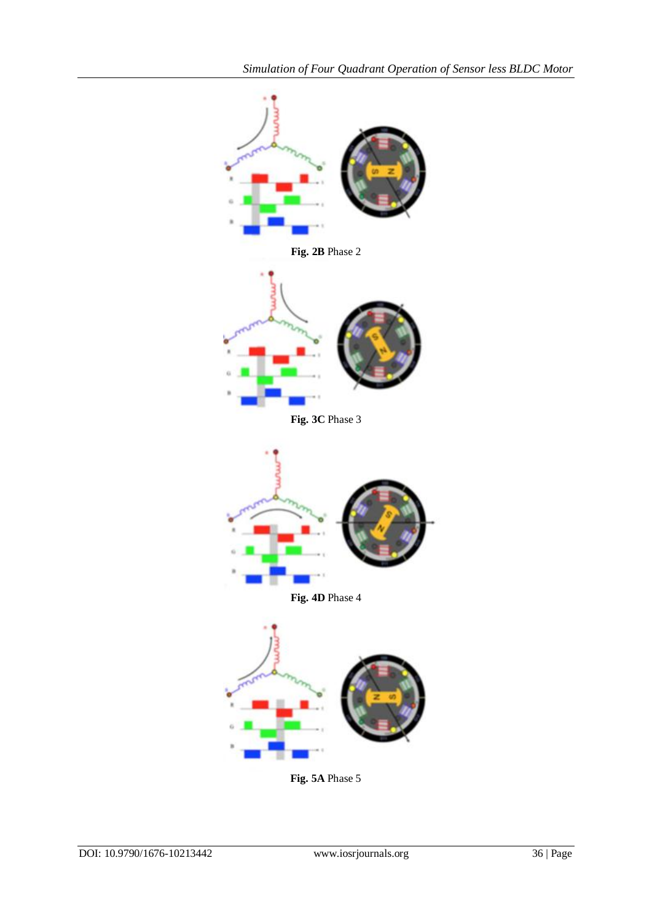**Fig. 2B** Phase 2

**Fig. 3C** Phase 3

**Fig. 4D** Phase 4

**Fig. 5A** Phase 5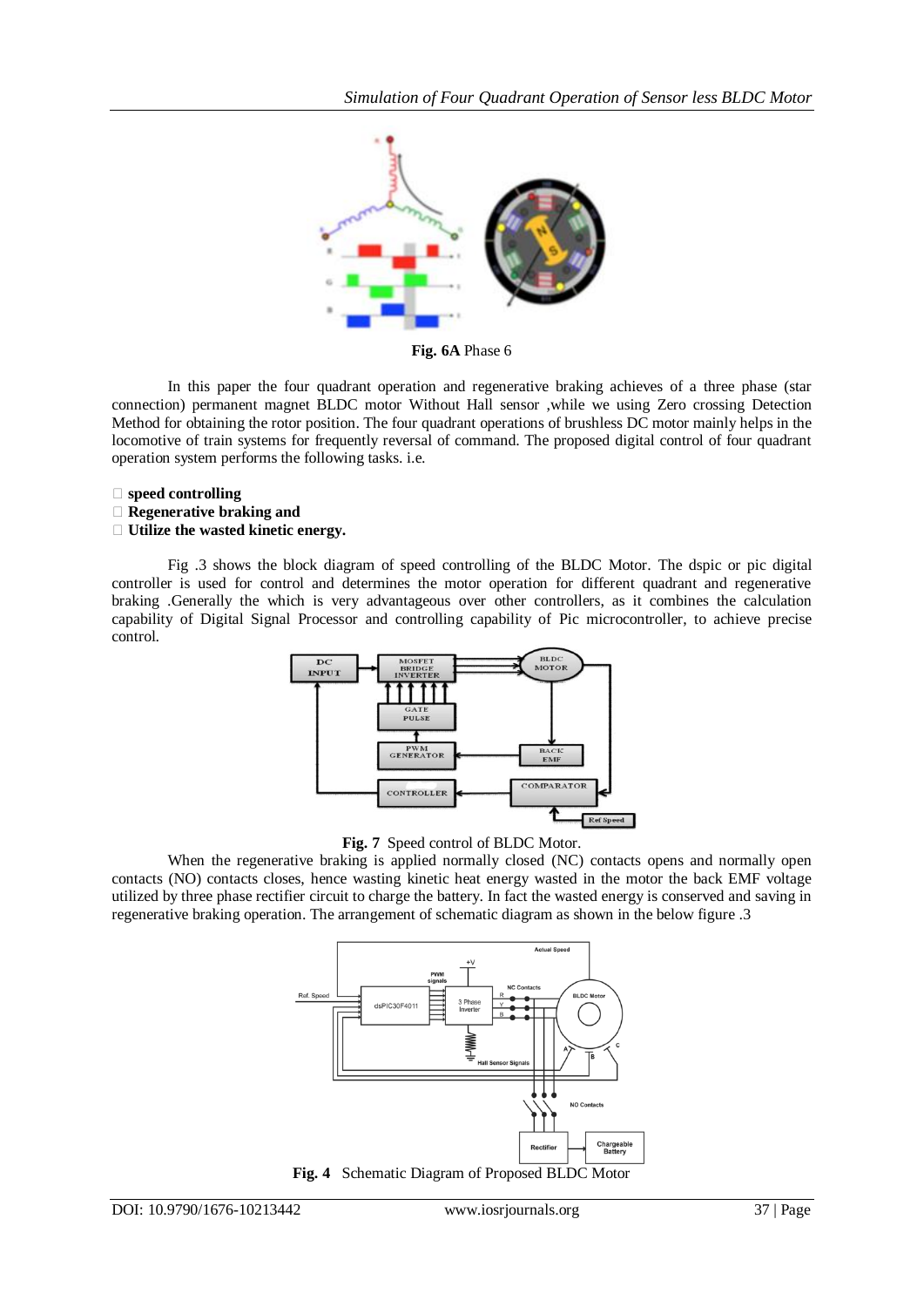**Fig. 6A** Phase 6

In this paper the four quadrant operation and regenerative braking achieves of a three phase (star connection) permanent magnet BLDC motor Without Hall sensor ,while we using Zero crossing Detection Method for obtaining the rotor position. The four quadrant operations of brushless DC motor mainly helps in the locomotive of train systems for frequently reversal of command. The proposed digital control of four quadrant operation system performs the following tasks. i.e.

- **speed controlling**
- **Regenerative braking and**
- **Utilize the wasted kinetic energy.**

Fig .3 shows the block diagram of speed controlling of the BLDC Motor. The dspic or pic digital controller is used for control and determines the motor operation for different quadrant and regenerative braking .Generally the which is very advantageous over other controllers, as it combines the calculation capability of Digital Signal Processor and controlling capability of Pic microcontroller, to achieve precise control.

**Fig. 7** Speed control of BLDC Motor.

When the regenerative braking is applied normally closed (NC) contacts opens and normally open contacts (NO) contacts closes, hence wasting kinetic heat energy wasted in the motor the back EMF voltage utilized by three phase rectifier circuit to charge the battery. In fact the wasted energy is conserved and saving in regenerative braking operation. The arrangement of schematic diagram as shown in the below figure .3

**Fig. 4** Schematic Diagram of Proposed BLDC Motor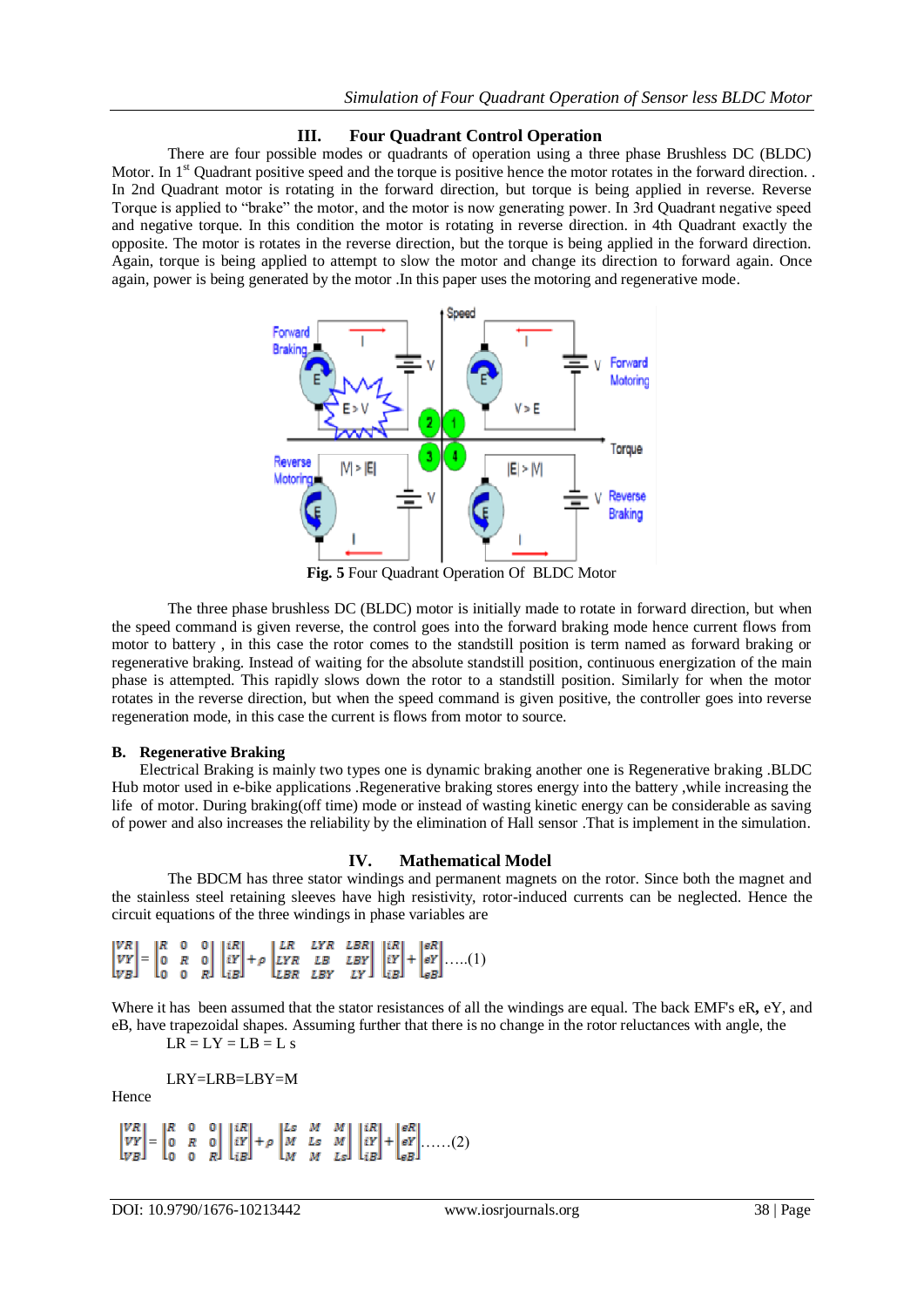## III. Four Quadrant Control Operation

There are four possible modes or quadrants of operation using a three phase Brushless DC (BLDC) Motor. In 1st Quadrant positive speed and the torque is positive hence the motor rotates in the forward direction. . In 2nd Quadrant motor is rotating in the forward direction, but torque is being applied in reverse. Reverse Torque is applied to "brake" the motor, and the motor is now generating power. In 3rd Quadrant negative speed and negative torque. In this condition the motor is rotating in reverse direction. in 4th Quadrant exactly the opposite. The motor is rotates in the reverse direction, but the torque is being applied in the forward direction. Again, torque is being applied to attempt to slow the motor and change its direction to forward again. Once again, power is being generated by the motor .In this paper uses the motoring and regenerative mode.

**Fig. 5** Four Quadrant Operation Of BLDC Motor

The three phase brushless DC (BLDC) motor is initially made to rotate in forward direction, but when the speed command is given reverse, the control goes into the forward braking mode hence current flows from motor to battery , in this case the rotor comes to the standstill position is term named as forward braking or regenerative braking. Instead of waiting for the absolute standstill position, continuous energization of the main phase is attempted. This rapidly slows down the rotor to a standstill position. Similarly for when the motor rotates in the reverse direction, but when the speed command is given positive, the controller goes into reverse regeneration mode, in this case the current is flows from motor to source.

### B. Regenerative Braking

Electrical Braking is mainly two types one is dynamic braking another one is Regenerative braking .BLDC Hub motor used in e-bike applications .Regenerative braking stores energy into the battery ,while increasing the life of motor. During braking(off time) mode or instead of wasting kinetic energy can be considerable as saving of power and also increases the reliability by the elimination of Hall sensor .That is implement in the simulation.

## IV. Mathematical Model

The BDCM has three stator windings and permanent magnets on the rotor. Since both the magnet and the stainless steel retaining sleeves have high resistivity, rotor-induced currents can be neglected. Hence the circuit equations of the three windings in phase variables are

$$\begin{bmatrix} VR \\ VY \\ VB \end{bmatrix} = \begin{bmatrix} R & 0 & 0 \\ 0 & R & 0 \\ 0 & 0 & R \end{bmatrix} \begin{bmatrix} iR \\ iY \\ iB \end{bmatrix} + \rho \begin{bmatrix} LR & LYR & LBR \\ LYR & LB & LBY \\ LBR & LBY & LY \end{bmatrix} \begin{bmatrix} iR \\ iY \\ iB \end{bmatrix} + \begin{bmatrix} eR \\ eY \\ eB \end{bmatrix} \quad .....(1)$$

Where it has been assumed that the stator resistances of all the windings are equal. The back EMF's eR**,** eY, and eB, have trapezoidal shapes. Assuming further that there is no change in the rotor reluctances with angle, the

LR = LY = LB = L s

LRY=LRB=LBY=M

Hence

$$\begin{bmatrix} VR \\ VY \\ VB \end{bmatrix} = \begin{bmatrix} R & 0 & 0 \\ 0 & R & 0 \\ 0 & 0 & R \end{bmatrix} \begin{bmatrix} iR \\ iY \\ iB \end{bmatrix} + \rho \begin{bmatrix} Ls & M & M \\ M & Ls & M \\ M & M & Ls \end{bmatrix} \begin{bmatrix} iR \\ iY \\ iB \end{bmatrix} + \begin{bmatrix} eR \\ eY \\ eB \end{bmatrix} \quad ......(2)$$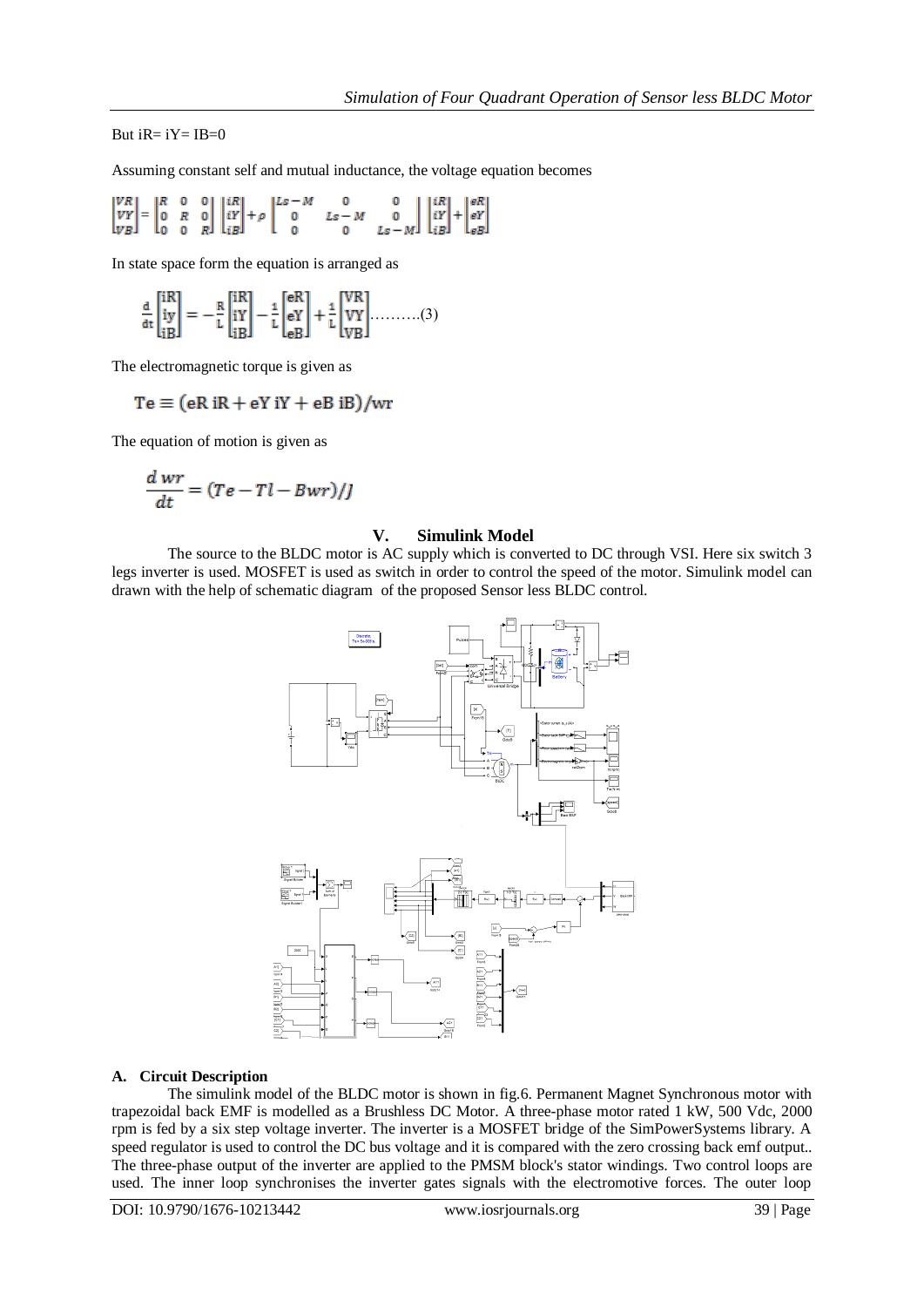But iR= iY= IB=0

Assuming constant self and mutual inductance, the voltage equation becomes

$$\begin{bmatrix} VR \\ VY \\ VB \end{bmatrix} = \begin{bmatrix} R & 0 & 0 \\ 0 & R & 0 \\ 0 & 0 & R \end{bmatrix} \begin{bmatrix} iR \\ iY \\ iB \end{bmatrix} + \rho \begin{bmatrix} Ls-M & 0 & 0 \\ 0 & Ls-M & 0 \\ 0 & 0 & Ls-M \end{bmatrix} \begin{bmatrix} iR \\ iY \\ iB \end{bmatrix} + \begin{bmatrix} eR \\ eY \\ eB \end{bmatrix}$$

In state space form the equation is arranged as

$$\frac{d}{dt}\begin{bmatrix} iR \\ iy \\ iB \end{bmatrix} = -\frac{R}{L}\begin{bmatrix} iR \\ iY \\ iB \end{bmatrix} - \frac{1}{L}\begin{bmatrix} eR \\ eY \\ eB \end{bmatrix} + \frac{1}{L}\begin{bmatrix} VR \\ VY \\ VB \end{bmatrix} \quad \text{..........(3)}$$

The electromagnetic torque is given as

$$Te \equiv (eR\, iR + eY\, iY + eB\, iB)/wr$$

The equation of motion is given as

$$\frac{d\, wr}{dt} = (Te - Tl - Bwr)/J$$

## V. Simulink Model

The source to the BLDC motor is AC supply which is converted to DC through VSI. Here six switch 3 legs inverter is used. MOSFET is used as switch in order to control the speed of the motor. Simulink model can drawn with the help of schematic diagram of the proposed Sensor less BLDC control.

### A. Circuit Description

The simulink model of the BLDC motor is shown in fig.6. Permanent Magnet Synchronous motor with trapezoidal back EMF is modelled as a Brushless DC Motor. A three-phase motor rated 1 kW, 500 Vdc, 2000 rpm is fed by a six step voltage inverter. The inverter is a MOSFET bridge of the SimPowerSystems library. A speed regulator is used to control the DC bus voltage and it is compared with the zero crossing back emf output.. The three-phase output of the inverter are applied to the PMSM block's stator windings. Two control loops are used. The inner loop synchronises the inverter gates signals with the electromotive forces. The outer loop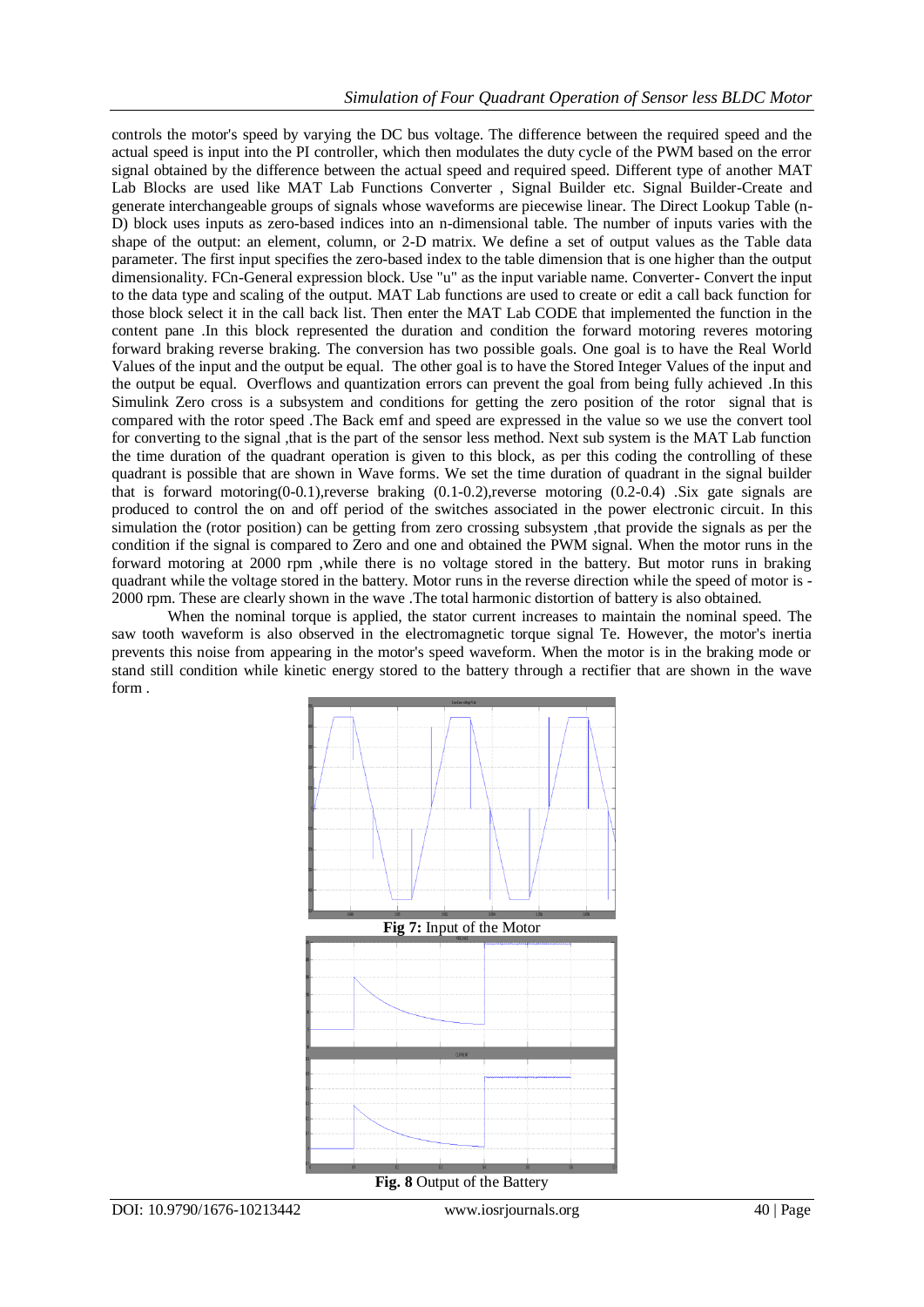controls the motor's speed by varying the DC bus voltage. The difference between the required speed and the actual speed is input into the PI controller, which then modulates the duty cycle of the PWM based on the error signal obtained by the difference between the actual speed and required speed. Different type of another MAT Lab Blocks are used like MAT Lab Functions Converter , Signal Builder etc. Signal Builder-Create and generate interchangeable groups of signals whose waveforms are piecewise linear. The Direct Lookup Table (n-D) block uses inputs as zero-based indices into an n-dimensional table. The number of inputs varies with the shape of the output: an element, column, or 2-D matrix. We define a set of output values as the Table data parameter. The first input specifies the zero-based index to the table dimension that is one higher than the output dimensionality. FCn-General expression block. Use "u" as the input variable name. Converter- Convert the input to the data type and scaling of the output. MAT Lab functions are used to create or edit a call back function for those block select it in the call back list. Then enter the MAT Lab CODE that implemented the function in the content pane .In this block represented the duration and condition the forward motoring reveres motoring forward braking reverse braking. The conversion has two possible goals. One goal is to have the Real World Values of the input and the output be equal. The other goal is to have the Stored Integer Values of the input and the output be equal. Overflows and quantization errors can prevent the goal from being fully achieved .In this Simulink Zero cross is a subsystem and conditions for getting the zero position of the rotor signal that is compared with the rotor speed .The Back emf and speed are expressed in the value so we use the convert tool for converting to the signal ,that is the part of the sensor less method. Next sub system is the MAT Lab function the time duration of the quadrant operation is given to this block, as per this coding the controlling of these quadrant is possible that are shown in Wave forms. We set the time duration of quadrant in the signal builder that is forward motoring(0-0.1),reverse braking (0.1-0.2),reverse motoring (0.2-0.4) .Six gate signals are produced to control the on and off period of the switches associated in the power electronic circuit. In this simulation the (rotor position) can be getting from zero crossing subsystem ,that provide the signals as per the condition if the signal is compared to Zero and one and obtained the PWM signal. When the motor runs in the forward motoring at 2000 rpm ,while there is no voltage stored in the battery. But motor runs in braking quadrant while the voltage stored in the battery. Motor runs in the reverse direction while the speed of motor is -2000 rpm. These are clearly shown in the wave .The total harmonic distortion of battery is also obtained.

When the nominal torque is applied, the stator current increases to maintain the nominal speed. The saw tooth waveform is also observed in the electromagnetic torque signal Te. However, the motor's inertia prevents this noise from appearing in the motor's speed waveform. When the motor is in the braking mode or stand still condition while kinetic energy stored to the battery through a rectifier that are shown in the wave form .

**Fig 7:** Input of the Motor

**Fig. 8** Output of the Battery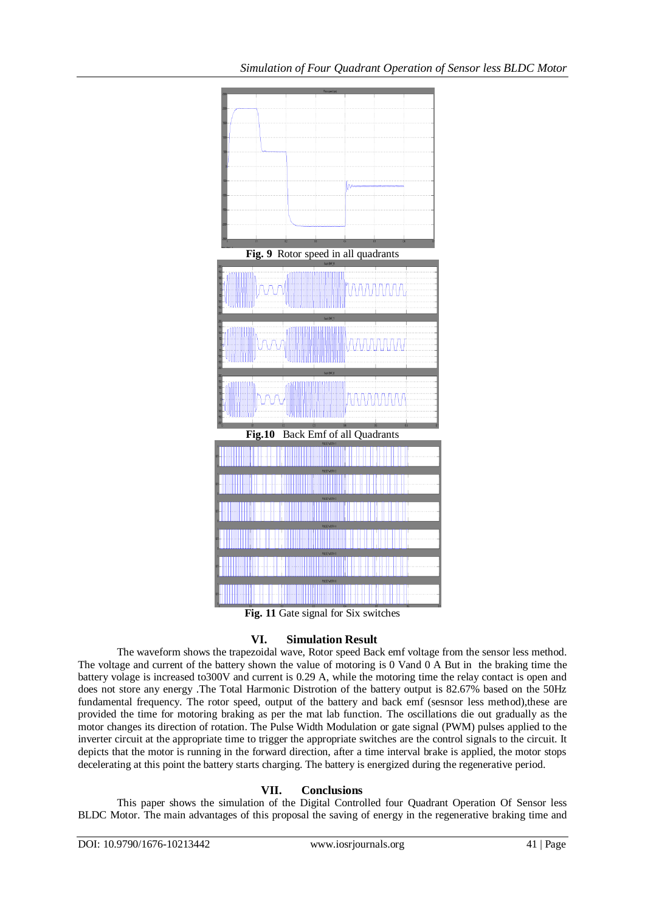**Fig. 9** Rotor speed in all quadrants

**Fig.10** Back Emf of all Quadrants

**Fig. 11** Gate signal for Six switches

## VI. Simulation Result

The waveform shows the trapezoidal wave, Rotor speed Back emf voltage from the sensor less method. The voltage and current of the battery shown the value of motoring is 0 Vand 0 A But in the braking time the battery volage is increased to300V and current is 0.29 A, while the motoring time the relay contact is open and does not store any energy .The Total Harmonic Distrotion of the battery output is 82.67% based on the 50Hz fundamental frequency. The rotor speed, output of the battery and back emf (sesnsor less method),these are provided the time for motoring braking as per the mat lab function. The oscillations die out gradually as the motor changes its direction of rotation. The Pulse Width Modulation or gate signal (PWM) pulses applied to the inverter circuit at the appropriate time to trigger the appropriate switches are the control signals to the circuit. It depicts that the motor is running in the forward direction, after a time interval brake is applied, the motor stops decelerating at this point the battery starts charging. The battery is energized during the regenerative period.

## VII. Conclusions

This paper shows the simulation of the Digital Controlled four Quadrant Operation Of Sensor less BLDC Motor. The main advantages of this proposal the saving of energy in the regenerative braking time and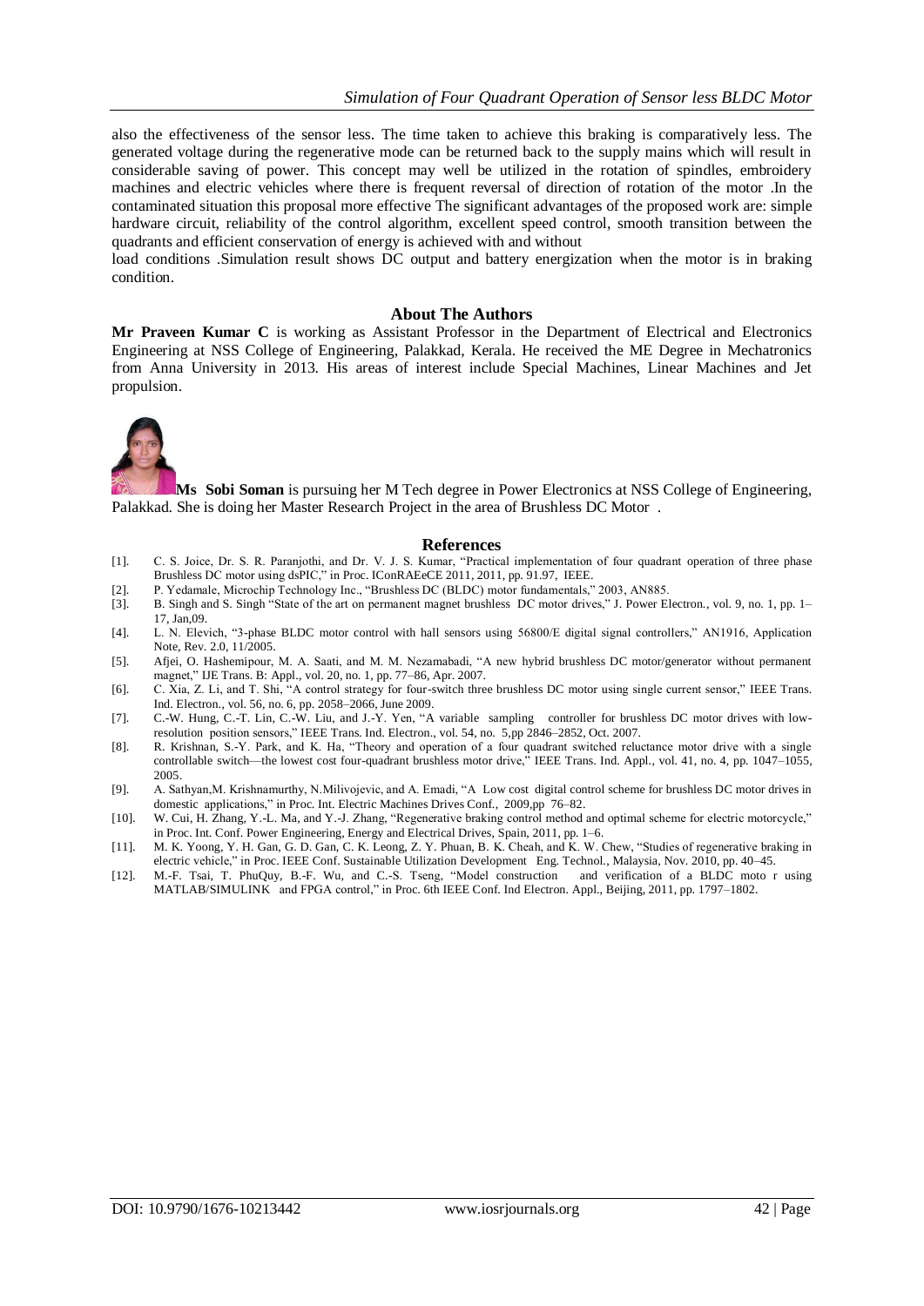also the effectiveness of the sensor less. The time taken to achieve this braking is comparatively less. The generated voltage during the regenerative mode can be returned back to the supply mains which will result in considerable saving of power. This concept may well be utilized in the rotation of spindles, embroidery machines and electric vehicles where there is frequent reversal of direction of rotation of the motor .In the contaminated situation this proposal more effective The significant advantages of the proposed work are: simple hardware circuit, reliability of the control algorithm, excellent speed control, smooth transition between the quadrants and efficient conservation of energy is achieved with and without

load conditions .Simulation result shows DC output and battery energization when the motor is in braking condition.

## About The Authors

**Mr Praveen Kumar C** is working as Assistant Professor in the Department of Electrical and Electronics Engineering at NSS College of Engineering, Palakkad, Kerala. He received the ME Degree in Mechatronics from Anna University in 2013. His areas of interest include Special Machines, Linear Machines and Jet propulsion.

**Ms Sobi Soman** is pursuing her M Tech degree in Power Electronics at NSS College of Engineering, Palakkad. She is doing her Master Research Project in the area of Brushless DC Motor .

## References

[1]. C. S. Joice, Dr. S. R. Paranjothi, and Dr. V. J. S. Kumar, "Practical implementation of four quadrant operation of three phase Brushless DC motor using dsPIC," in Proc. IConRAEeCE 2011, 2011, pp. 91.97, IEEE.

[2]. P. Yedamale, Microchip Technology Inc., "Brushless DC (BLDC) motor fundamentals," 2003, AN885.

[3]. B. Singh and S. Singh "State of the art on permanent magnet brushless DC motor drives," J. Power Electron., vol. 9, no. 1, pp. 1–17, Jan,09.

[4]. L. N. Elevich, "3-phase BLDC motor control with hall sensors using 56800/E digital signal controllers," AN1916, Application Note, Rev. 2.0, 11/2005.

[5]. Afjei, O. Hashemipour, M. A. Saati, and M. M. Nezamabadi, "A new hybrid brushless DC motor/generator without permanent magnet," IJE Trans. B: Appl., vol. 20, no. 1, pp. 77–86, Apr. 2007.

[6]. C. Xia, Z. Li, and T. Shi, "A control strategy for four-switch three brushless DC motor using single current sensor," IEEE Trans. Ind. Electron., vol. 56, no. 6, pp. 2058–2066, June 2009.

[7]. C.-W. Hung, C.-T. Lin, C.-W. Liu, and J.-Y. Yen, "A variable sampling controller for brushless DC motor drives with low-resolution position sensors," IEEE Trans. Ind. Electron., vol. 54, no. 5,pp 2846–2852, Oct. 2007.

[8]. R. Krishnan, S.-Y. Park, and K. Ha, "Theory and operation of a four quadrant switched reluctance motor drive with a single controllable switch—the lowest cost four-quadrant brushless motor drive," IEEE Trans. Ind. Appl., vol. 41, no. 4, pp. 1047–1055, 2005.

[9]. A. Sathyan,M. Krishnamurthy, N.Milivojevic, and A. Emadi, "A Low cost digital control scheme for brushless DC motor drives in domestic applications," in Proc. Int. Electric Machines Drives Conf., 2009,pp 76–82.

[10]. W. Cui, H. Zhang, Y.-L. Ma, and Y.-J. Zhang, "Regenerative braking control method and optimal scheme for electric motorcycle," in Proc. Int. Conf. Power Engineering, Energy and Electrical Drives, Spain, 2011, pp. 1–6.

[11]. M. K. Yoong, Y. H. Gan, G. D. Gan, C. K. Leong, Z. Y. Phuan, B. K. Cheah, and K. W. Chew, "Studies of regenerative braking in electric vehicle," in Proc. IEEE Conf. Sustainable Utilization Development Eng. Technol., Malaysia, Nov. 2010, pp. 40–45.

[12]. M.-F. Tsai, T. PhuQuy, B.-F. Wu, and C.-S. Tseng, "Model construction and verification of a BLDC moto r using MATLAB/SIMULINK and FPGA control," in Proc. 6th IEEE Conf. Ind Electron. Appl., Beijing, 2011, pp. 1797–1802.